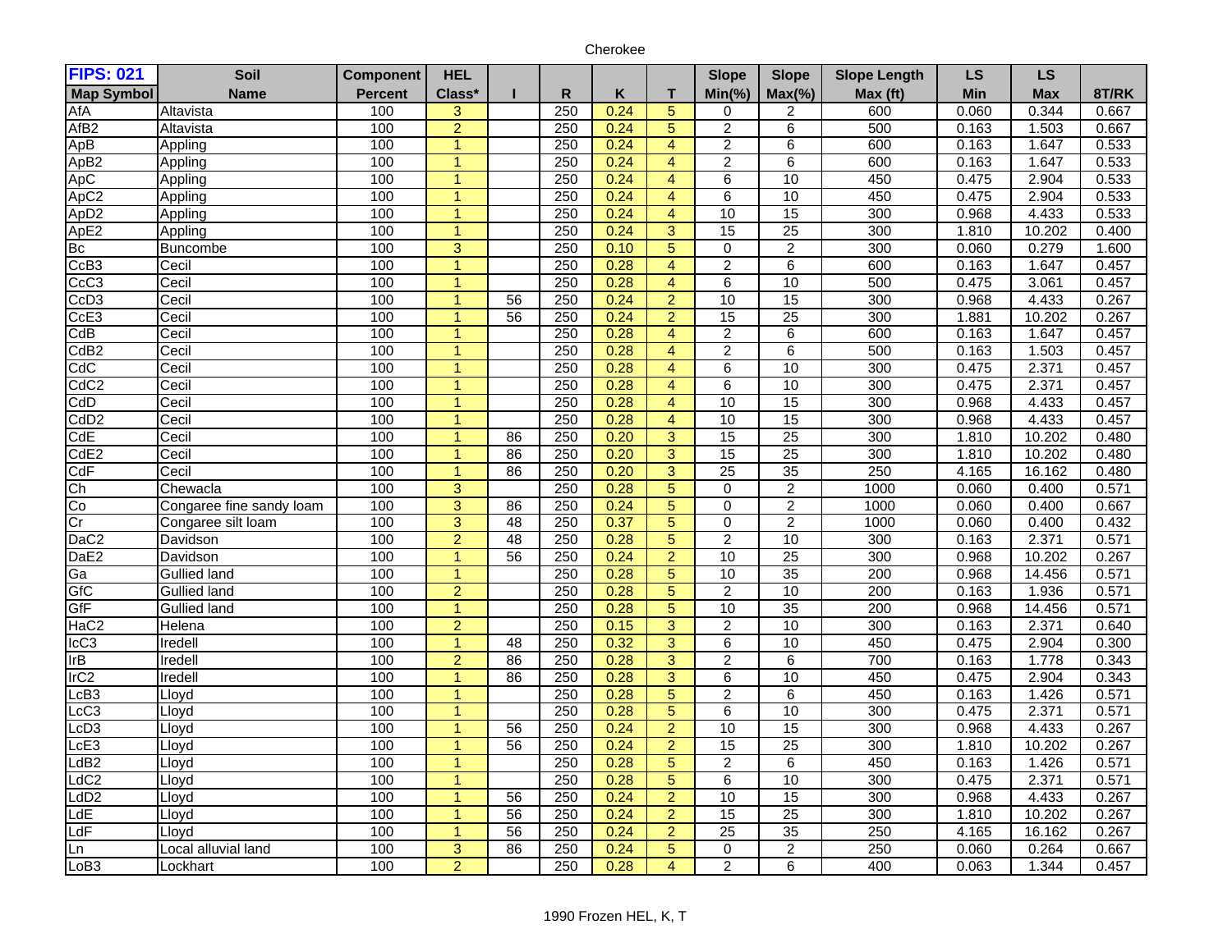Cherokee

| FIPS: 021 Map Symbol | Soil Name | Component Percent | HEL Class* | I | R | K | T | Slope Min(%) | Slope Max(%) | Slope Length Max (ft) | LS Min | LS Max | 8T/RK |
|---|---|---|---|---|---|---|---|---|---|---|---|---|---|
| AfA | Altavista | 100 | 3 | | 250 | 0.24 | 5 | 0 | 2 | 600 | 0.060 | 0.344 | 0.667 |
| AfB2 | Altavista | 100 | 2 | | 250 | 0.24 | 5 | 2 | 6 | 500 | 0.163 | 1.503 | 0.667 |
| ApB | Appling | 100 | 1 | | 250 | 0.24 | 4 | 2 | 6 | 600 | 0.163 | 1.647 | 0.533 |
| ApB2 | Appling | 100 | 1 | | 250 | 0.24 | 4 | 2 | 6 | 600 | 0.163 | 1.647 | 0.533 |
| ApC | Appling | 100 | 1 | | 250 | 0.24 | 4 | 6 | 10 | 450 | 0.475 | 2.904 | 0.533 |
| ApC2 | Appling | 100 | 1 | | 250 | 0.24 | 4 | 6 | 10 | 450 | 0.475 | 2.904 | 0.533 |
| ApD2 | Appling | 100 | 1 | | 250 | 0.24 | 4 | 10 | 15 | 300 | 0.968 | 4.433 | 0.533 |
| ApE2 | Appling | 100 | 1 | | 250 | 0.24 | 3 | 15 | 25 | 300 | 1.810 | 10.202 | 0.400 |
| Bc | Buncombe | 100 | 3 | | 250 | 0.10 | 5 | 0 | 2 | 300 | 0.060 | 0.279 | 1.600 |
| CcB3 | Cecil | 100 | 1 | | 250 | 0.28 | 4 | 2 | 6 | 600 | 0.163 | 1.647 | 0.457 |
| CcC3 | Cecil | 100 | 1 | | 250 | 0.28 | 4 | 6 | 10 | 500 | 0.475 | 3.061 | 0.457 |
| CcD3 | Cecil | 100 | 1 | 56 | 250 | 0.24 | 2 | 10 | 15 | 300 | 0.968 | 4.433 | 0.267 |
| CcE3 | Cecil | 100 | 1 | 56 | 250 | 0.24 | 2 | 15 | 25 | 300 | 1.881 | 10.202 | 0.267 |
| CdB | Cecil | 100 | 1 | | 250 | 0.28 | 4 | 2 | 6 | 600 | 0.163 | 1.647 | 0.457 |
| CdB2 | Cecil | 100 | 1 | | 250 | 0.28 | 4 | 2 | 6 | 500 | 0.163 | 1.503 | 0.457 |
| CdC | Cecil | 100 | 1 | | 250 | 0.28 | 4 | 6 | 10 | 300 | 0.475 | 2.371 | 0.457 |
| CdC2 | Cecil | 100 | 1 | | 250 | 0.28 | 4 | 6 | 10 | 300 | 0.475 | 2.371 | 0.457 |
| CdD | Cecil | 100 | 1 | | 250 | 0.28 | 4 | 10 | 15 | 300 | 0.968 | 4.433 | 0.457 |
| CdD2 | Cecil | 100 | 1 | | 250 | 0.28 | 4 | 10 | 15 | 300 | 0.968 | 4.433 | 0.457 |
| CdE | Cecil | 100 | 1 | 86 | 250 | 0.20 | 3 | 15 | 25 | 300 | 1.810 | 10.202 | 0.480 |
| CdE2 | Cecil | 100 | 1 | 86 | 250 | 0.20 | 3 | 15 | 25 | 300 | 1.810 | 10.202 | 0.480 |
| CdF | Cecil | 100 | 1 | 86 | 250 | 0.20 | 3 | 25 | 35 | 250 | 4.165 | 16.162 | 0.480 |
| Ch | Chewacla | 100 | 3 | | 250 | 0.28 | 5 | 0 | 2 | 1000 | 0.060 | 0.400 | 0.571 |
| Co | Congaree fine sandy loam | 100 | 3 | 86 | 250 | 0.24 | 5 | 0 | 2 | 1000 | 0.060 | 0.400 | 0.667 |
| Cr | Congaree silt loam | 100 | 3 | 48 | 250 | 0.37 | 5 | 0 | 2 | 1000 | 0.060 | 0.400 | 0.432 |
| DaC2 | Davidson | 100 | 2 | 48 | 250 | 0.28 | 5 | 2 | 10 | 300 | 0.163 | 2.371 | 0.571 |
| DaE2 | Davidson | 100 | 1 | 56 | 250 | 0.24 | 2 | 10 | 25 | 300 | 0.968 | 10.202 | 0.267 |
| Ga | Gullied land | 100 | 1 | | 250 | 0.28 | 5 | 10 | 35 | 200 | 0.968 | 14.456 | 0.571 |
| GfC | Gullied land | 100 | 2 | | 250 | 0.28 | 5 | 2 | 10 | 200 | 0.163 | 1.936 | 0.571 |
| GfF | Gullied land | 100 | 1 | | 250 | 0.28 | 5 | 10 | 35 | 200 | 0.968 | 14.456 | 0.571 |
| HaC2 | Helena | 100 | 2 | | 250 | 0.15 | 3 | 2 | 10 | 300 | 0.163 | 2.371 | 0.640 |
| IcC3 | Iredell | 100 | 1 | 48 | 250 | 0.32 | 3 | 6 | 10 | 450 | 0.475 | 2.904 | 0.300 |
| IrB | Iredell | 100 | 2 | 86 | 250 | 0.28 | 3 | 2 | 6 | 700 | 0.163 | 1.778 | 0.343 |
| IrC2 | Iredell | 100 | 1 | 86 | 250 | 0.28 | 3 | 6 | 10 | 450 | 0.475 | 2.904 | 0.343 |
| LcB3 | Lloyd | 100 | 1 | | 250 | 0.28 | 5 | 2 | 6 | 450 | 0.163 | 1.426 | 0.571 |
| LcC3 | Lloyd | 100 | 1 | | 250 | 0.28 | 5 | 6 | 10 | 300 | 0.475 | 2.371 | 0.571 |
| LcD3 | Lloyd | 100 | 1 | 56 | 250 | 0.24 | 2 | 10 | 15 | 300 | 0.968 | 4.433 | 0.267 |
| LcE3 | Lloyd | 100 | 1 | 56 | 250 | 0.24 | 2 | 15 | 25 | 300 | 1.810 | 10.202 | 0.267 |
| LdB2 | Lloyd | 100 | 1 | | 250 | 0.28 | 5 | 2 | 6 | 450 | 0.163 | 1.426 | 0.571 |
| LdC2 | Lloyd | 100 | 1 | | 250 | 0.28 | 5 | 6 | 10 | 300 | 0.475 | 2.371 | 0.571 |
| LdD2 | Lloyd | 100 | 1 | 56 | 250 | 0.24 | 2 | 10 | 15 | 300 | 0.968 | 4.433 | 0.267 |
| LdE | Lloyd | 100 | 1 | 56 | 250 | 0.24 | 2 | 15 | 25 | 300 | 1.810 | 10.202 | 0.267 |
| LdF | Lloyd | 100 | 1 | 56 | 250 | 0.24 | 2 | 25 | 35 | 250 | 4.165 | 16.162 | 0.267 |
| Ln | Local alluvial land | 100 | 3 | 86 | 250 | 0.24 | 5 | 0 | 2 | 250 | 0.060 | 0.264 | 0.667 |
| LoB3 | Lockhart | 100 | 2 | | 250 | 0.28 | 4 | 2 | 6 | 400 | 0.063 | 1.344 | 0.457 |

1990 Frozen HEL, K, T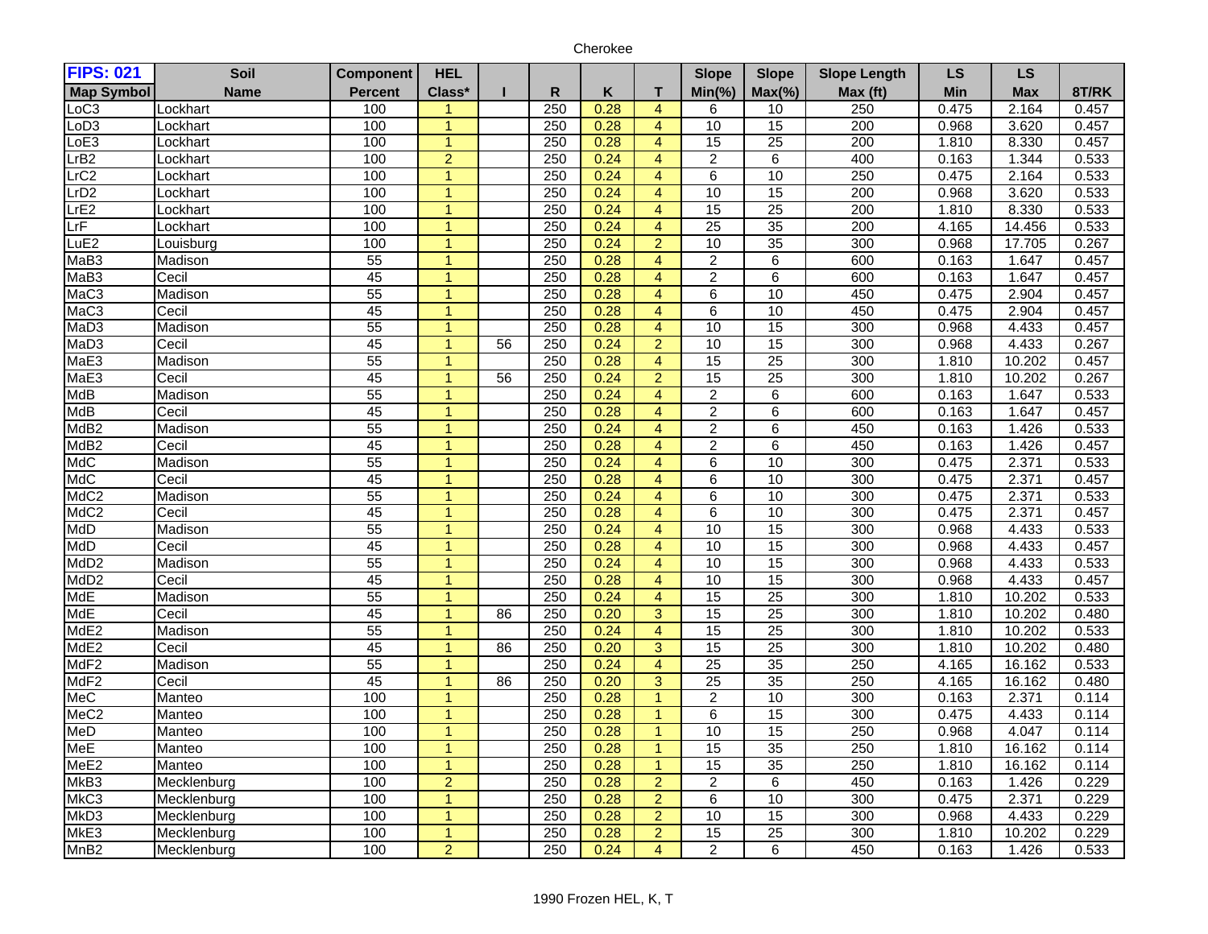Cherokee

| FIPS: 021 | Soil | Component | HEL | | | | | Slope | Slope | Slope Length | LS | LS | |
|---|---|---|---|---|---|---|---|---|---|---|---|---|---|
| Map Symbol | Name | Percent | Class* | I | R | K | T | Min(%) | Max(%) | Max (ft) | Min | Max | 8T/RK |
| LoC3 | Lockhart | 100 | 1 | | 250 | 0.28 | 4 | 6 | 10 | 250 | 0.475 | 2.164 | 0.457 |
| LoD3 | Lockhart | 100 | 1 | | 250 | 0.28 | 4 | 10 | 15 | 200 | 0.968 | 3.620 | 0.457 |
| LoE3 | Lockhart | 100 | 1 | | 250 | 0.28 | 4 | 15 | 25 | 200 | 1.810 | 8.330 | 0.457 |
| LrB2 | Lockhart | 100 | 2 | | 250 | 0.24 | 4 | 2 | 6 | 400 | 0.163 | 1.344 | 0.533 |
| LrC2 | Lockhart | 100 | 1 | | 250 | 0.24 | 4 | 6 | 10 | 250 | 0.475 | 2.164 | 0.533 |
| LrD2 | Lockhart | 100 | 1 | | 250 | 0.24 | 4 | 10 | 15 | 200 | 0.968 | 3.620 | 0.533 |
| LrE2 | Lockhart | 100 | 1 | | 250 | 0.24 | 4 | 15 | 25 | 200 | 1.810 | 8.330 | 0.533 |
| LrF | Lockhart | 100 | 1 | | 250 | 0.24 | 4 | 25 | 35 | 200 | 4.165 | 14.456 | 0.533 |
| LuE2 | Louisburg | 100 | 1 | | 250 | 0.24 | 2 | 10 | 35 | 300 | 0.968 | 17.705 | 0.267 |
| MaB3 | Madison | 55 | 1 | | 250 | 0.28 | 4 | 2 | 6 | 600 | 0.163 | 1.647 | 0.457 |
| MaB3 | Cecil | 45 | 1 | | 250 | 0.28 | 4 | 2 | 6 | 600 | 0.163 | 1.647 | 0.457 |
| MaC3 | Madison | 55 | 1 | | 250 | 0.28 | 4 | 6 | 10 | 450 | 0.475 | 2.904 | 0.457 |
| MaC3 | Cecil | 45 | 1 | | 250 | 0.28 | 4 | 6 | 10 | 450 | 0.475 | 2.904 | 0.457 |
| MaD3 | Madison | 55 | 1 | | 250 | 0.28 | 4 | 10 | 15 | 300 | 0.968 | 4.433 | 0.457 |
| MaD3 | Cecil | 45 | 1 | 56 | 250 | 0.24 | 2 | 10 | 15 | 300 | 0.968 | 4.433 | 0.267 |
| MaE3 | Madison | 55 | 1 | | 250 | 0.28 | 4 | 15 | 25 | 300 | 1.810 | 10.202 | 0.457 |
| MaE3 | Cecil | 45 | 1 | 56 | 250 | 0.24 | 2 | 15 | 25 | 300 | 1.810 | 10.202 | 0.267 |
| MdB | Madison | 55 | 1 | | 250 | 0.24 | 4 | 2 | 6 | 600 | 0.163 | 1.647 | 0.533 |
| MdB | Cecil | 45 | 1 | | 250 | 0.28 | 4 | 2 | 6 | 600 | 0.163 | 1.647 | 0.457 |
| MdB2 | Madison | 55 | 1 | | 250 | 0.24 | 4 | 2 | 6 | 450 | 0.163 | 1.426 | 0.533 |
| MdB2 | Cecil | 45 | 1 | | 250 | 0.28 | 4 | 2 | 6 | 450 | 0.163 | 1.426 | 0.457 |
| MdC | Madison | 55 | 1 | | 250 | 0.24 | 4 | 6 | 10 | 300 | 0.475 | 2.371 | 0.533 |
| MdC | Cecil | 45 | 1 | | 250 | 0.28 | 4 | 6 | 10 | 300 | 0.475 | 2.371 | 0.457 |
| MdC2 | Madison | 55 | 1 | | 250 | 0.24 | 4 | 6 | 10 | 300 | 0.475 | 2.371 | 0.533 |
| MdC2 | Cecil | 45 | 1 | | 250 | 0.28 | 4 | 6 | 10 | 300 | 0.475 | 2.371 | 0.457 |
| MdD | Madison | 55 | 1 | | 250 | 0.24 | 4 | 10 | 15 | 300 | 0.968 | 4.433 | 0.533 |
| MdD | Cecil | 45 | 1 | | 250 | 0.28 | 4 | 10 | 15 | 300 | 0.968 | 4.433 | 0.457 |
| MdD2 | Madison | 55 | 1 | | 250 | 0.24 | 4 | 10 | 15 | 300 | 0.968 | 4.433 | 0.533 |
| MdD2 | Cecil | 45 | 1 | | 250 | 0.28 | 4 | 10 | 15 | 300 | 0.968 | 4.433 | 0.457 |
| MdE | Madison | 55 | 1 | | 250 | 0.24 | 4 | 15 | 25 | 300 | 1.810 | 10.202 | 0.533 |
| MdE | Cecil | 45 | 1 | 86 | 250 | 0.20 | 3 | 15 | 25 | 300 | 1.810 | 10.202 | 0.480 |
| MdE2 | Madison | 55 | 1 | | 250 | 0.24 | 4 | 15 | 25 | 300 | 1.810 | 10.202 | 0.533 |
| MdE2 | Cecil | 45 | 1 | 86 | 250 | 0.20 | 3 | 15 | 25 | 300 | 1.810 | 10.202 | 0.480 |
| MdF2 | Madison | 55 | 1 | | 250 | 0.24 | 4 | 25 | 35 | 250 | 4.165 | 16.162 | 0.533 |
| MdF2 | Cecil | 45 | 1 | 86 | 250 | 0.20 | 3 | 25 | 35 | 250 | 4.165 | 16.162 | 0.480 |
| MeC | Manteo | 100 | 1 | | 250 | 0.28 | 1 | 2 | 10 | 300 | 0.163 | 2.371 | 0.114 |
| MeC2 | Manteo | 100 | 1 | | 250 | 0.28 | 1 | 6 | 15 | 300 | 0.475 | 4.433 | 0.114 |
| MeD | Manteo | 100 | 1 | | 250 | 0.28 | 1 | 10 | 15 | 250 | 0.968 | 4.047 | 0.114 |
| MeE | Manteo | 100 | 1 | | 250 | 0.28 | 1 | 15 | 35 | 250 | 1.810 | 16.162 | 0.114 |
| MeE2 | Manteo | 100 | 1 | | 250 | 0.28 | 1 | 15 | 35 | 250 | 1.810 | 16.162 | 0.114 |
| MkB3 | Mecklenburg | 100 | 2 | | 250 | 0.28 | 2 | 2 | 6 | 450 | 0.163 | 1.426 | 0.229 |
| MkC3 | Mecklenburg | 100 | 1 | | 250 | 0.28 | 2 | 6 | 10 | 300 | 0.475 | 2.371 | 0.229 |
| MkD3 | Mecklenburg | 100 | 1 | | 250 | 0.28 | 2 | 10 | 15 | 300 | 0.968 | 4.433 | 0.229 |
| MkE3 | Mecklenburg | 100 | 1 | | 250 | 0.28 | 2 | 15 | 25 | 300 | 1.810 | 10.202 | 0.229 |
| MnB2 | Mecklenburg | 100 | 2 | | 250 | 0.24 | 4 | 2 | 6 | 450 | 0.163 | 1.426 | 0.533 |

1990 Frozen HEL, K, T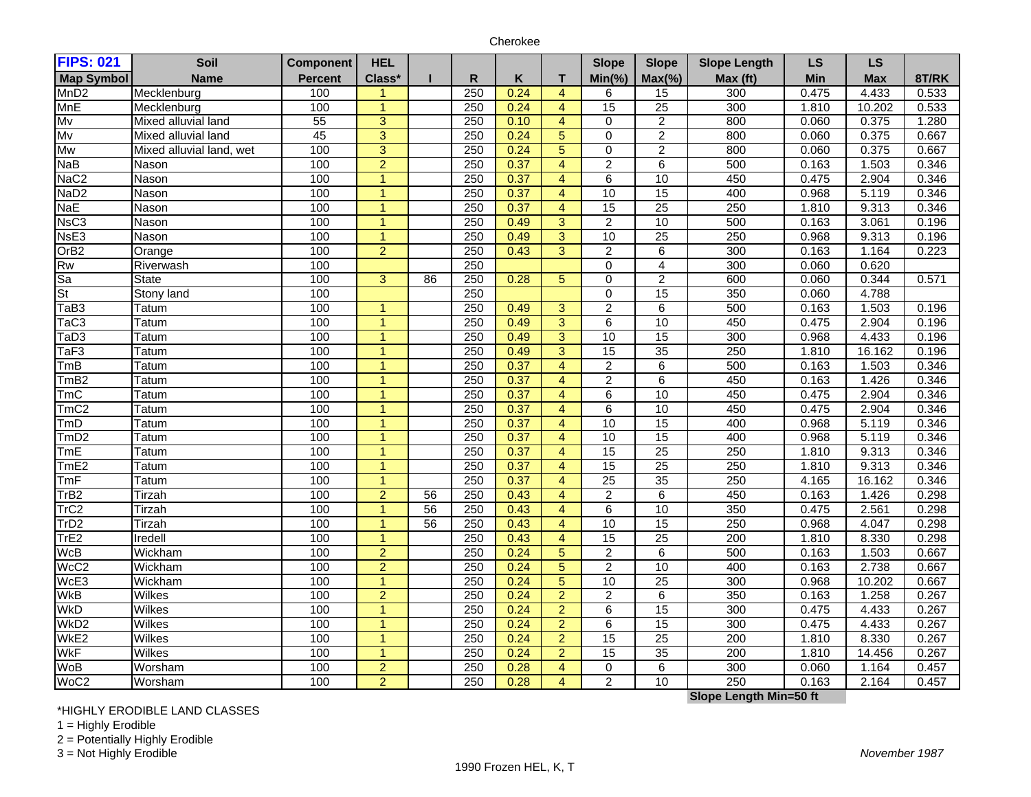Cherokee

| FIPS: 021 | Soil | Component | HEL | | | | | Slope | Slope | Slope Length | LS | LS | |
|---|---|---|---|---|---|---|---|---|---|---|---|---|---|
| Map Symbol | Name | Percent | Class* | I | R | K | T | Min(%) | Max(%) | Max (ft) | Min | Max | 8T/RK |
| MnD2 | Mecklenburg | 100 | 1 | | 250 | 0.24 | 4 | 6 | 15 | 300 | 0.475 | 4.433 | 0.533 |
| MnE | Mecklenburg | 100 | 1 | | 250 | 0.24 | 4 | 15 | 25 | 300 | 1.810 | 10.202 | 0.533 |
| Mv | Mixed alluvial land | 55 | 3 | | 250 | 0.10 | 4 | 0 | 2 | 800 | 0.060 | 0.375 | 1.280 |
| Mv | Mixed alluvial land | 45 | 3 | | 250 | 0.24 | 5 | 0 | 2 | 800 | 0.060 | 0.375 | 0.667 |
| Mw | Mixed alluvial land, wet | 100 | 3 | | 250 | 0.24 | 5 | 0 | 2 | 800 | 0.060 | 0.375 | 0.667 |
| NaB | Nason | 100 | 2 | | 250 | 0.37 | 4 | 2 | 6 | 500 | 0.163 | 1.503 | 0.346 |
| NaC2 | Nason | 100 | 1 | | 250 | 0.37 | 4 | 6 | 10 | 450 | 0.475 | 2.904 | 0.346 |
| NaD2 | Nason | 100 | 1 | | 250 | 0.37 | 4 | 10 | 15 | 400 | 0.968 | 5.119 | 0.346 |
| NaE | Nason | 100 | 1 | | 250 | 0.37 | 4 | 15 | 25 | 250 | 1.810 | 9.313 | 0.346 |
| NsC3 | Nason | 100 | 1 | | 250 | 0.49 | 3 | 2 | 10 | 500 | 0.163 | 3.061 | 0.196 |
| NsE3 | Nason | 100 | 1 | | 250 | 0.49 | 3 | 10 | 25 | 250 | 0.968 | 9.313 | 0.196 |
| OrB2 | Orange | 100 | 2 | | 250 | 0.43 | 3 | 2 | 6 | 300 | 0.163 | 1.164 | 0.223 |
| Rw | Riverwash | 100 | | | 250 | | | 0 | 4 | 300 | 0.060 | 0.620 | |
| Sa | State | 100 | 3 | 86 | 250 | 0.28 | 5 | 0 | 2 | 600 | 0.060 | 0.344 | 0.571 |
| St | Stony land | 100 | | | 250 | | | 0 | 15 | 350 | 0.060 | 4.788 | |
| TaB3 | Tatum | 100 | 1 | | 250 | 0.49 | 3 | 2 | 6 | 500 | 0.163 | 1.503 | 0.196 |
| TaC3 | Tatum | 100 | 1 | | 250 | 0.49 | 3 | 6 | 10 | 450 | 0.475 | 2.904 | 0.196 |
| TaD3 | Tatum | 100 | 1 | | 250 | 0.49 | 3 | 10 | 15 | 300 | 0.968 | 4.433 | 0.196 |
| TaF3 | Tatum | 100 | 1 | | 250 | 0.49 | 3 | 15 | 35 | 250 | 1.810 | 16.162 | 0.196 |
| TmB | Tatum | 100 | 1 | | 250 | 0.37 | 4 | 2 | 6 | 500 | 0.163 | 1.503 | 0.346 |
| TmB2 | Tatum | 100 | 1 | | 250 | 0.37 | 4 | 2 | 6 | 450 | 0.163 | 1.426 | 0.346 |
| TmC | Tatum | 100 | 1 | | 250 | 0.37 | 4 | 6 | 10 | 450 | 0.475 | 2.904 | 0.346 |
| TmC2 | Tatum | 100 | 1 | | 250 | 0.37 | 4 | 6 | 10 | 450 | 0.475 | 2.904 | 0.346 |
| TmD | Tatum | 100 | 1 | | 250 | 0.37 | 4 | 10 | 15 | 400 | 0.968 | 5.119 | 0.346 |
| TmD2 | Tatum | 100 | 1 | | 250 | 0.37 | 4 | 10 | 15 | 400 | 0.968 | 5.119 | 0.346 |
| TmE | Tatum | 100 | 1 | | 250 | 0.37 | 4 | 15 | 25 | 250 | 1.810 | 9.313 | 0.346 |
| TmE2 | Tatum | 100 | 1 | | 250 | 0.37 | 4 | 15 | 25 | 250 | 1.810 | 9.313 | 0.346 |
| TmF | Tatum | 100 | 1 | | 250 | 0.37 | 4 | 25 | 35 | 250 | 4.165 | 16.162 | 0.346 |
| TrB2 | Tirzah | 100 | 2 | 56 | 250 | 0.43 | 4 | 2 | 6 | 450 | 0.163 | 1.426 | 0.298 |
| TrC2 | Tirzah | 100 | 1 | 56 | 250 | 0.43 | 4 | 6 | 10 | 350 | 0.475 | 2.561 | 0.298 |
| TrD2 | Tirzah | 100 | 1 | 56 | 250 | 0.43 | 4 | 10 | 15 | 250 | 0.968 | 4.047 | 0.298 |
| TrE2 | Iredell | 100 | 1 | | 250 | 0.43 | 4 | 15 | 25 | 200 | 1.810 | 8.330 | 0.298 |
| WcB | Wickham | 100 | 2 | | 250 | 0.24 | 5 | 2 | 6 | 500 | 0.163 | 1.503 | 0.667 |
| WcC2 | Wickham | 100 | 2 | | 250 | 0.24 | 5 | 2 | 10 | 400 | 0.163 | 2.738 | 0.667 |
| WcE3 | Wickham | 100 | 1 | | 250 | 0.24 | 5 | 10 | 25 | 300 | 0.968 | 10.202 | 0.667 |
| WkB | Wilkes | 100 | 2 | | 250 | 0.24 | 2 | 2 | 6 | 350 | 0.163 | 1.258 | 0.267 |
| WkD | Wilkes | 100 | 1 | | 250 | 0.24 | 2 | 6 | 15 | 300 | 0.475 | 4.433 | 0.267 |
| WkD2 | Wilkes | 100 | 1 | | 250 | 0.24 | 2 | 6 | 15 | 300 | 0.475 | 4.433 | 0.267 |
| WkE2 | Wilkes | 100 | 1 | | 250 | 0.24 | 2 | 15 | 25 | 200 | 1.810 | 8.330 | 0.267 |
| WkF | Wilkes | 100 | 1 | | 250 | 0.24 | 2 | 15 | 35 | 200 | 1.810 | 14.456 | 0.267 |
| WoB | Worsham | 100 | 2 | | 250 | 0.28 | 4 | 0 | 6 | 300 | 0.060 | 1.164 | 0.457 |
| WoC2 | Worsham | 100 | 2 | | 250 | 0.28 | 4 | 2 | 10 | 250 | 0.163 | 2.164 | 0.457 |

**Slope Length Min=50 ft**

*HIGHLY ERODIBLE LAND CLASSES

1 = Highly Erodible

2 = Potentially Highly Erodible

3 = Not Highly Erodible

*November 1987*

1990 Frozen HEL, K, T